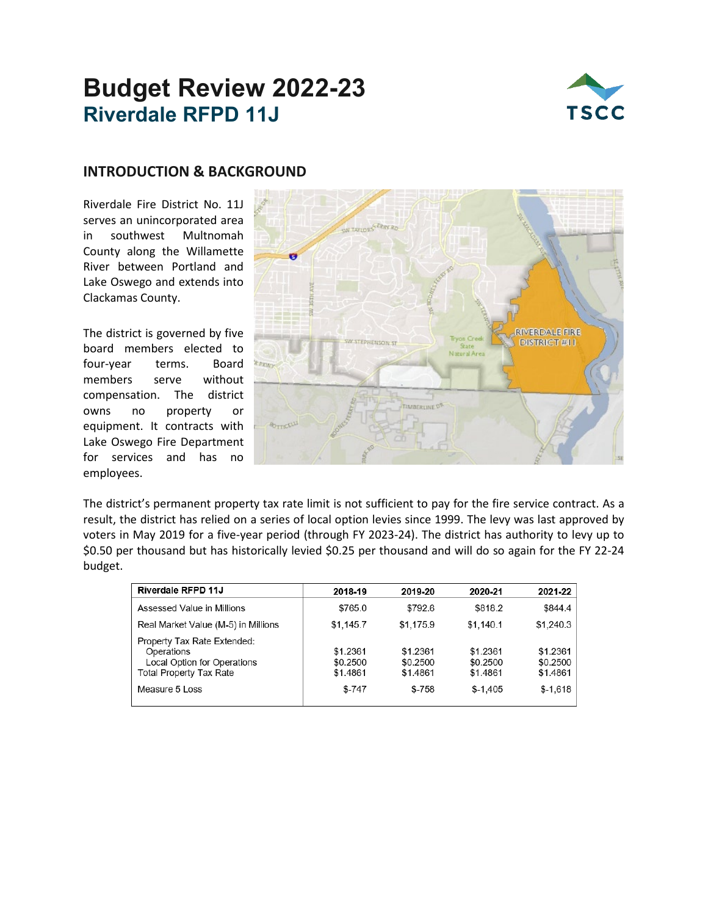# Budget Review 2022-23

## Riverdale RFPD 11J

### INTRODUCTION & BACKGROUND

Riverdale Fire District No. 11J serves an unincorporated area in southwest Multnomah County along the Willamette River between Portland and Lake Oswego and extends into Clackamas County.

The district is governed by five board members elected to four-year terms. Board members serve without compensation. The district owns no property or equipment. It contracts with Lake Oswego Fire Department for services and has no employees.

The district's permanent property tax rate limit is not sufficient to pay for the fire service contract. As a result, the district has relied on a series of local option levies since 1999. The levy was last approved by voters in May 2019 for a five-year period (through FY 2023-24). The district has authority to levy up to $0.50 per thousand but has historically levied $0.25 per thousand and will do so again for the FY 22-24 budget.

| Riverdale RFPD 11J | 2018-19 | 2019-20 | 2020-21 | 2021-22 |
|---|---|---|---|---|
| Assessed Value in Millions | $765.0 | $792.6 | $818.2 | $844.4 |
| Real Market Value (M-5) in Millions | $1,145.7 | $1,175.9 | $1,140.1 | $1,240.3 |
| Property Tax Rate Extended: | | | | |
| Operations | $1.2361 | $1.2361 | $1.2361 | $1.2361 |
| Local Option for Operations | $0.2500 | $0.2500 | $0.2500 | $0.2500 |
| Total Property Tax Rate | $1.4861 | $1.4861 | $1.4861 | $1.4861 |
| Measure 5 Loss | $-747 | $-758 | $-1,405 | $-1,618 |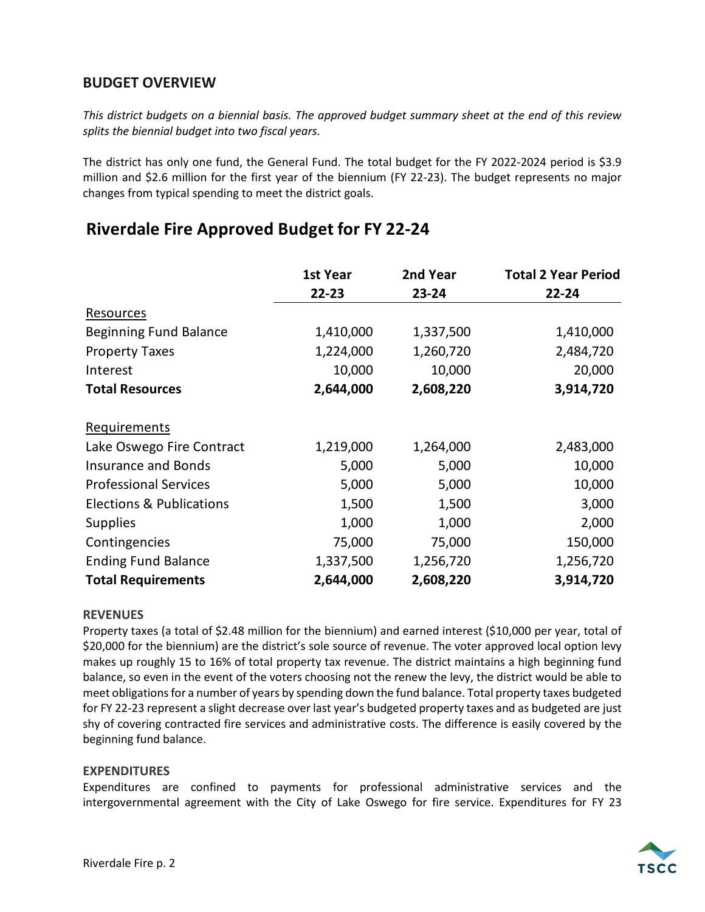## BUDGET OVERVIEW

*This district budgets on a biennial basis. The approved budget summary sheet at the end of this review splits the biennial budget into two fiscal years.*

The district has only one fund, the General Fund. The total budget for the FY 2022-2024 period is $3.9 million and $2.6 million for the first year of the biennium (FY 22-23). The budget represents no major changes from typical spending to meet the district goals.

## Riverdale Fire Approved Budget for FY 22-24

| | 1st Year 22-23 | 2nd Year 23-24 | Total 2 Year Period 22-24 |
|---|---|---|---|
| Resources | | | |
| Beginning Fund Balance | 1,410,000 | 1,337,500 | 1,410,000 |
| Property Taxes | 1,224,000 | 1,260,720 | 2,484,720 |
| Interest | 10,000 | 10,000 | 20,000 |
| **Total Resources** | **2,644,000** | **2,608,220** | **3,914,720** |
| | | | |
| Requirements | | | |
| Lake Oswego Fire Contract | 1,219,000 | 1,264,000 | 2,483,000 |
| Insurance and Bonds | 5,000 | 5,000 | 10,000 |
| Professional Services | 5,000 | 5,000 | 10,000 |
| Elections & Publications | 1,500 | 1,500 | 3,000 |
| Supplies | 1,000 | 1,000 | 2,000 |
| Contingencies | 75,000 | 75,000 | 150,000 |
| Ending Fund Balance | 1,337,500 | 1,256,720 | 1,256,720 |
| **Total Requirements** | **2,644,000** | **2,608,220** | **3,914,720** |

### REVENUES

Property taxes (a total of $2.48 million for the biennium) and earned interest ($10,000 per year, total of $20,000 for the biennium) are the district's sole source of revenue. The voter approved local option levy makes up roughly 15 to 16% of total property tax revenue. The district maintains a high beginning fund balance, so even in the event of the voters choosing not the renew the levy, the district would be able to meet obligations for a number of years by spending down the fund balance. Total property taxes budgeted for FY 22-23 represent a slight decrease over last year's budgeted property taxes and as budgeted are just shy of covering contracted fire services and administrative costs. The difference is easily covered by the beginning fund balance.

### EXPENDITURES

Expenditures are confined to payments for professional administrative services and the intergovernmental agreement with the City of Lake Oswego for fire service. Expenditures for FY 23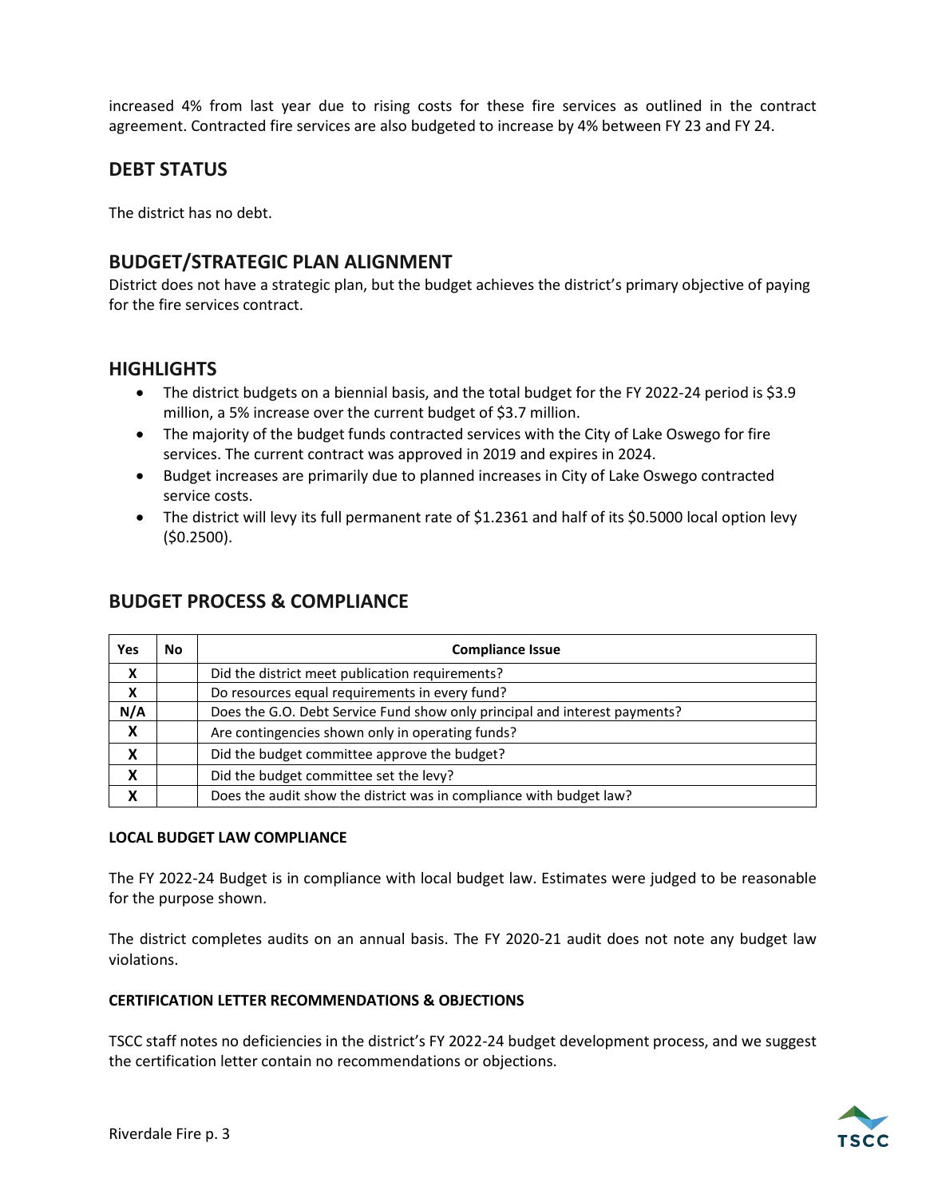increased 4% from last year due to rising costs for these fire services as outlined in the contract agreement. Contracted fire services are also budgeted to increase by 4% between FY 23 and FY 24.

## DEBT STATUS

The district has no debt.

## BUDGET/STRATEGIC PLAN ALIGNMENT

District does not have a strategic plan, but the budget achieves the district's primary objective of paying for the fire services contract.

## HIGHLIGHTS

- The district budgets on a biennial basis, and the total budget for the FY 2022-24 period is $3.9 million, a 5% increase over the current budget of $3.7 million.
- The majority of the budget funds contracted services with the City of Lake Oswego for fire services. The current contract was approved in 2019 and expires in 2024.
- Budget increases are primarily due to planned increases in City of Lake Oswego contracted service costs.
- The district will levy its full permanent rate of $1.2361 and half of its $0.5000 local option levy ($0.2500).

## BUDGET PROCESS & COMPLIANCE

| Yes | No | Compliance Issue |
|---|---|---|
| X | | Did the district meet publication requirements? |
| X | | Do resources equal requirements in every fund? |
| N/A | | Does the G.O. Debt Service Fund show only principal and interest payments? |
| X | | Are contingencies shown only in operating funds? |
| X | | Did the budget committee approve the budget? |
| X | | Did the budget committee set the levy? |
| X | | Does the audit show the district was in compliance with budget law? |

### LOCAL BUDGET LAW COMPLIANCE

The FY 2022-24 Budget is in compliance with local budget law. Estimates were judged to be reasonable for the purpose shown.

The district completes audits on an annual basis. The FY 2020-21 audit does not note any budget law violations.

### CERTIFICATION LETTER RECOMMENDATIONS & OBJECTIONS

TSCC staff notes no deficiencies in the district's FY 2022-24 budget development process, and we suggest the certification letter contain no recommendations or objections.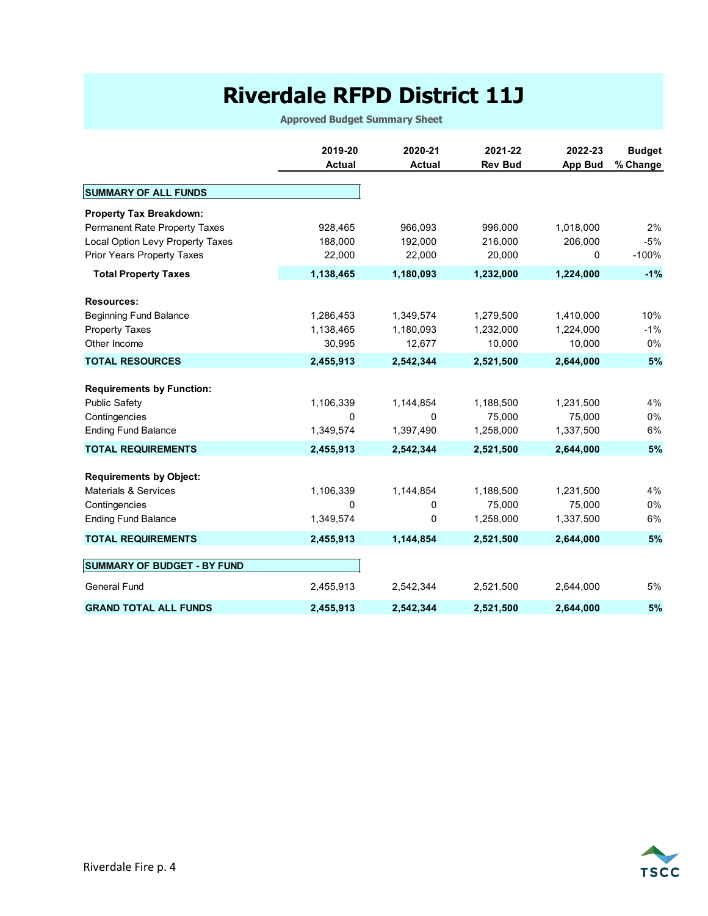# Riverdale RFPD District 11J

**Approved Budget Summary Sheet**

| | 2019-20 Actual | 2020-21 Actual | 2021-22 Rev Bud | 2022-23 App Bud | Budget % Change |
|---|---|---|---|---|---|
| **SUMMARY OF ALL FUNDS** | | | | | |
| **Property Tax Breakdown:** | | | | | |
| Permanent Rate Property Taxes | 928,465 | 966,093 | 996,000 | 1,018,000 | 2% |
| Local Option Levy Property Taxes | 188,000 | 192,000 | 216,000 | 206,000 | -5% |
| Prior Years Property Taxes | 22,000 | 22,000 | 20,000 | 0 | -100% |
| **Total Property Taxes** | **1,138,465** | **1,180,093** | **1,232,000** | **1,224,000** | **-1%** |
| **Resources:** | | | | | |
| Beginning Fund Balance | 1,286,453 | 1,349,574 | 1,279,500 | 1,410,000 | 10% |
| Property Taxes | 1,138,465 | 1,180,093 | 1,232,000 | 1,224,000 | -1% |
| Other Income | 30,995 | 12,677 | 10,000 | 10,000 | 0% |
| **TOTAL RESOURCES** | **2,455,913** | **2,542,344** | **2,521,500** | **2,644,000** | **5%** |
| **Requirements by Function:** | | | | | |
| Public Safety | 1,106,339 | 1,144,854 | 1,188,500 | 1,231,500 | 4% |
| Contingencies | 0 | 0 | 75,000 | 75,000 | 0% |
| Ending Fund Balance | 1,349,574 | 1,397,490 | 1,258,000 | 1,337,500 | 6% |
| **TOTAL REQUIREMENTS** | **2,455,913** | **2,542,344** | **2,521,500** | **2,644,000** | **5%** |
| **Requirements by Object:** | | | | | |
| Materials & Services | 1,106,339 | 1,144,854 | 1,188,500 | 1,231,500 | 4% |
| Contingencies | 0 | 0 | 75,000 | 75,000 | 0% |
| Ending Fund Balance | 1,349,574 | 0 | 1,258,000 | 1,337,500 | 6% |
| **TOTAL REQUIREMENTS** | **2,455,913** | **1,144,854** | **2,521,500** | **2,644,000** | **5%** |
| **SUMMARY OF BUDGET - BY FUND** | | | | | |
| General Fund | 2,455,913 | 2,542,344 | 2,521,500 | 2,644,000 | 5% |
| **GRAND TOTAL ALL FUNDS** | **2,455,913** | **2,542,344** | **2,521,500** | **2,644,000** | **5%** |

Riverdale Fire p. 4

TSCC